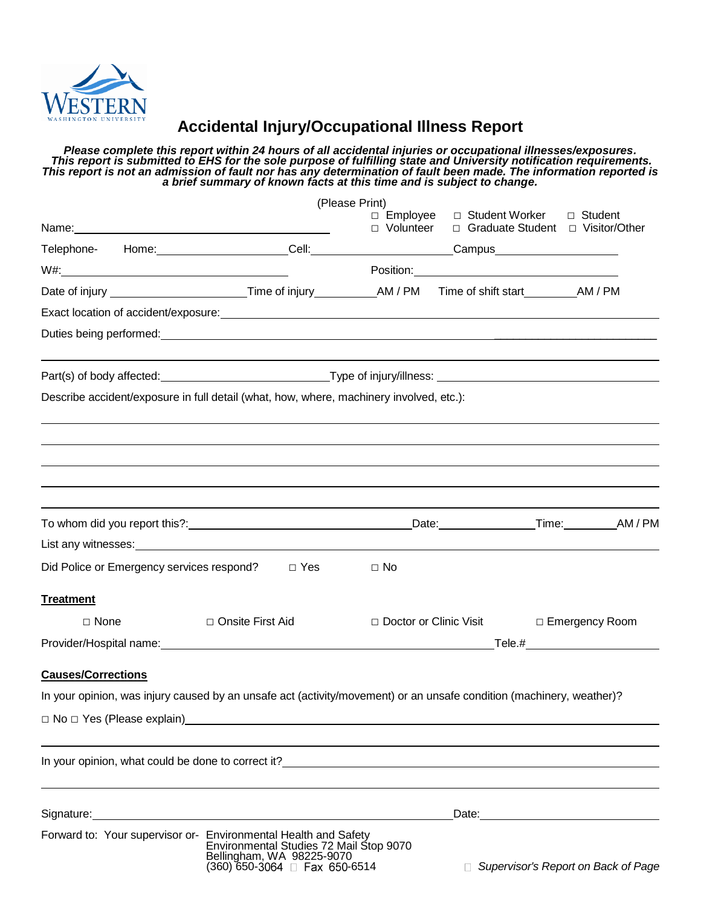WESTERN WASHINGTON UNIVERSITY

# Accidental Injury/Occupational Illness Report

***Please complete this report within 24 hours of all accidental injuries or occupational illnesses/exposures. This report is submitted to EHS for the sole purpose of fulfilling state and University notification requirements. This report is not an admission of fault nor has any determination of fault been made. The information reported is a brief summary of known facts at this time and is subject to change.***

(Please Print)

Name: ______________________ □ Employee □ Student Worker □ Student □ Volunteer □ Graduate Student □ Visitor/Other

Telephone- Home: ______________ Cell: ______________ Campus ______________

W#: ______________ Position: ______________

Date of injury ______________ Time of injury ________ AM / PM Time of shift start ________ AM / PM

Exact location of accident/exposure: ______________

Duties being performed: ______________

Part(s) of body affected: ______________ Type of injury/illness: ______________

Describe accident/exposure in full detail (what, how, where, machinery involved, etc.):

To whom did you report this?: ______________ Date: ______________ Time: ________ AM / PM

List any witnesses: ______________

Did Police or Emergency services respond? □ Yes □ No

**Treatment**

□ None □ Onsite First Aid □ Doctor or Clinic Visit □ Emergency Room

Provider/Hospital name: ______________ Tele.# ______________

**Causes/Corrections**

In your opinion, was injury caused by an unsafe act (activity/movement) or an unsafe condition (machinery, weather)?

□ No □ Yes (Please explain) ______________

In your opinion, what could be done to correct it? ______________

Signature: ______________ Date: ______________

Forward to: Your supervisor or- Environmental Health and Safety
Environmental Studies 72 Mail Stop 9070
Bellingham, WA 98225-9070
(360) 650-3064 □ Fax 650-6514

□ *Supervisor's Report on Back of Page*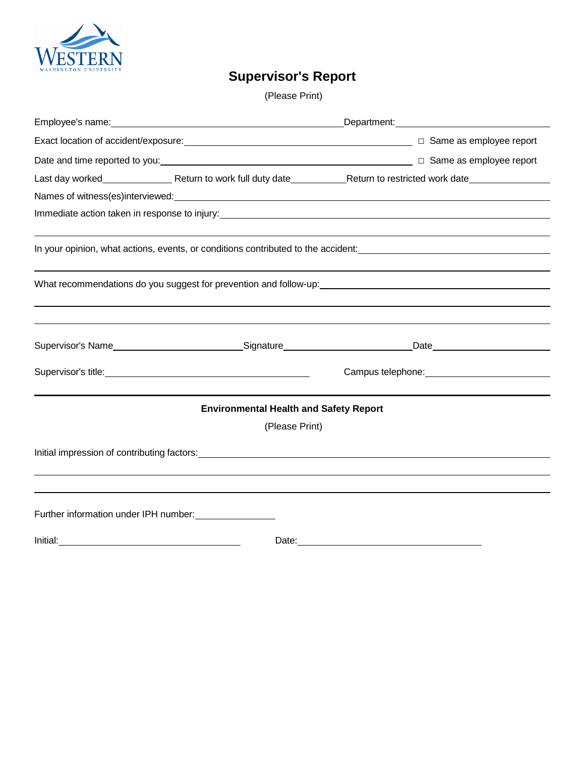WESTERN
WASHINGTON UNIVERSITY

# Supervisor's Report

(Please Print)

Employee's name:_______________________________ Department:_______________________

Exact location of accident/exposure:_______________________________ □ Same as employee report

Date and time reported to you:_______________________________ □ Same as employee report

Last day worked__________ Return to work full duty date________ Return to restricted work date__________

Names of witness(es)interviewed:_______________________________

Immediate action taken in response to injury:_______________________________

_______________________________

In your opinion, what actions, events, or conditions contributed to the accident:_______________________________

_______________________________

What recommendations do you suggest for prevention and follow-up:_______________________________

_______________________________

_______________________________

Supervisor's Name__________________ Signature__________________ Date__________________

Supervisor's title:_______________________________ Campus telephone:__________________

---

## Environmental Health and Safety Report

(Please Print)

Initial impression of contributing factors:_______________________________

_______________________________

_______________________________

Further information under IPH number:____________

Initial:__________________________ Date:__________________________